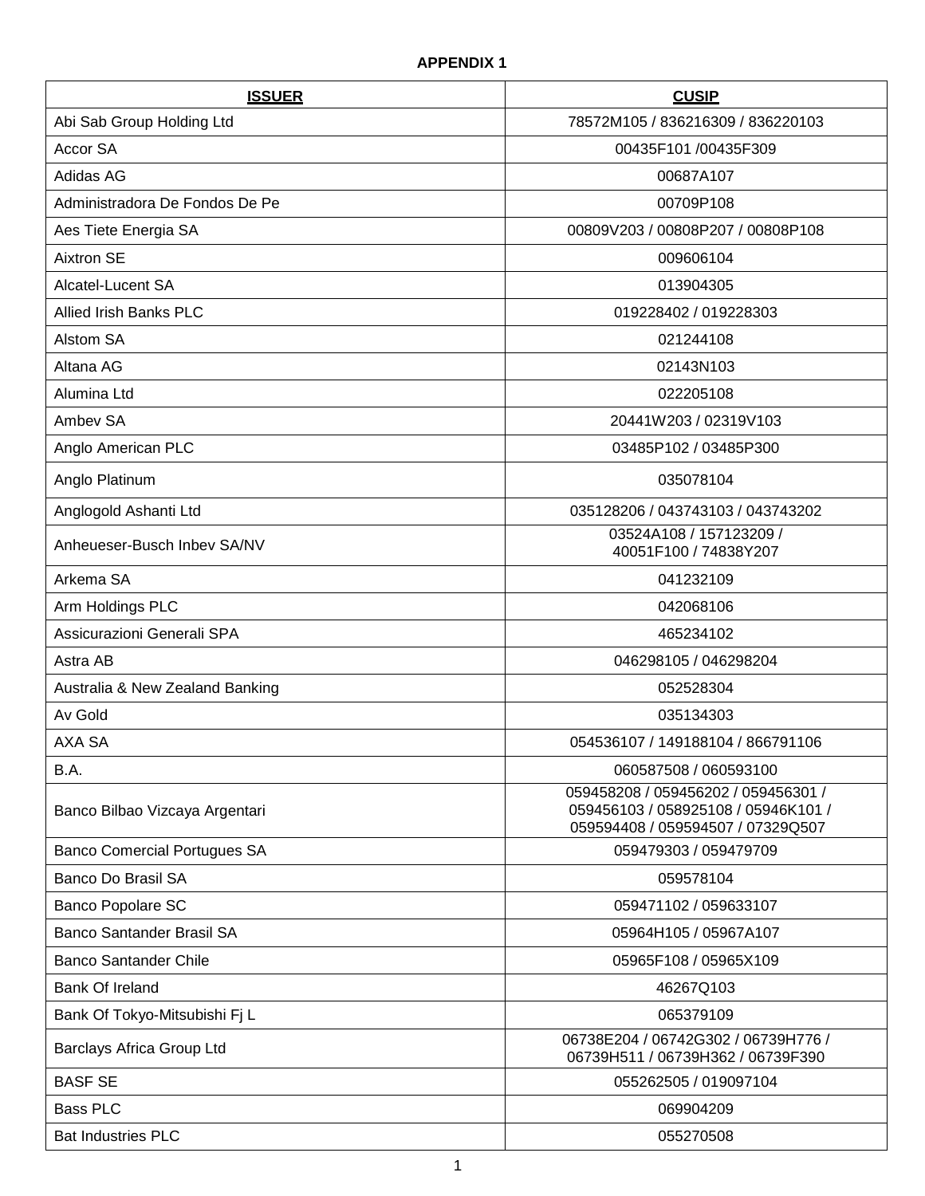**APPENDIX 1**

| **ISSUER** | **CUSIP** |
|---|---|
| Abi Sab Group Holding Ltd | 78572M105 / 836216309 / 836220103 |
| Accor SA | 00435F101 /00435F309 |
| Adidas AG | 00687A107 |
| Administradora De Fondos De Pe | 00709P108 |
| Aes Tiete Energia SA | 00809V203 / 00808P207 / 00808P108 |
| Aixtron SE | 009606104 |
| Alcatel-Lucent SA | 013904305 |
| Allied Irish Banks PLC | 019228402 / 019228303 |
| Alstom SA | 021244108 |
| Altana AG | 02143N103 |
| Alumina Ltd | 022205108 |
| Ambev SA | 20441W203 / 02319V103 |
| Anglo American PLC | 03485P102 / 03485P300 |
| Anglo Platinum | 035078104 |
| Anglogold Ashanti Ltd | 035128206 / 043743103 / 043743202 |
| Anheueser-Busch Inbev SA/NV | 03524A108 / 157123209 / 40051F100 / 74838Y207 |
| Arkema SA | 041232109 |
| Arm Holdings PLC | 042068106 |
| Assicurazioni Generali SPA | 465234102 |
| Astra AB | 046298105 / 046298204 |
| Australia & New Zealand Banking | 052528304 |
| Av Gold | 035134303 |
| AXA SA | 054536107 / 149188104 / 866791106 |
| B.A. | 060587508 / 060593100 |
| Banco Bilbao Vizcaya Argentari | 059458208 / 059456202 / 059456301 / 059456103 / 058925108 / 05946K101 / 059594408 / 059594507 / 07329Q507 |
| Banco Comercial Portugues SA | 059479303 / 059479709 |
| Banco Do Brasil SA | 059578104 |
| Banco Popolare SC | 059471102 / 059633107 |
| Banco Santander Brasil SA | 05964H105 / 05967A107 |
| Banco Santander Chile | 05965F108 / 05965X109 |
| Bank Of Ireland | 46267Q103 |
| Bank Of Tokyo-Mitsubishi Fj L | 065379109 |
| Barclays Africa Group Ltd | 06738E204 / 06742G302 / 06739H776 / 06739H511 / 06739H362 / 06739F390 |
| BASF SE | 055262505 / 019097104 |
| Bass PLC | 069904209 |
| Bat Industries PLC | 055270508 |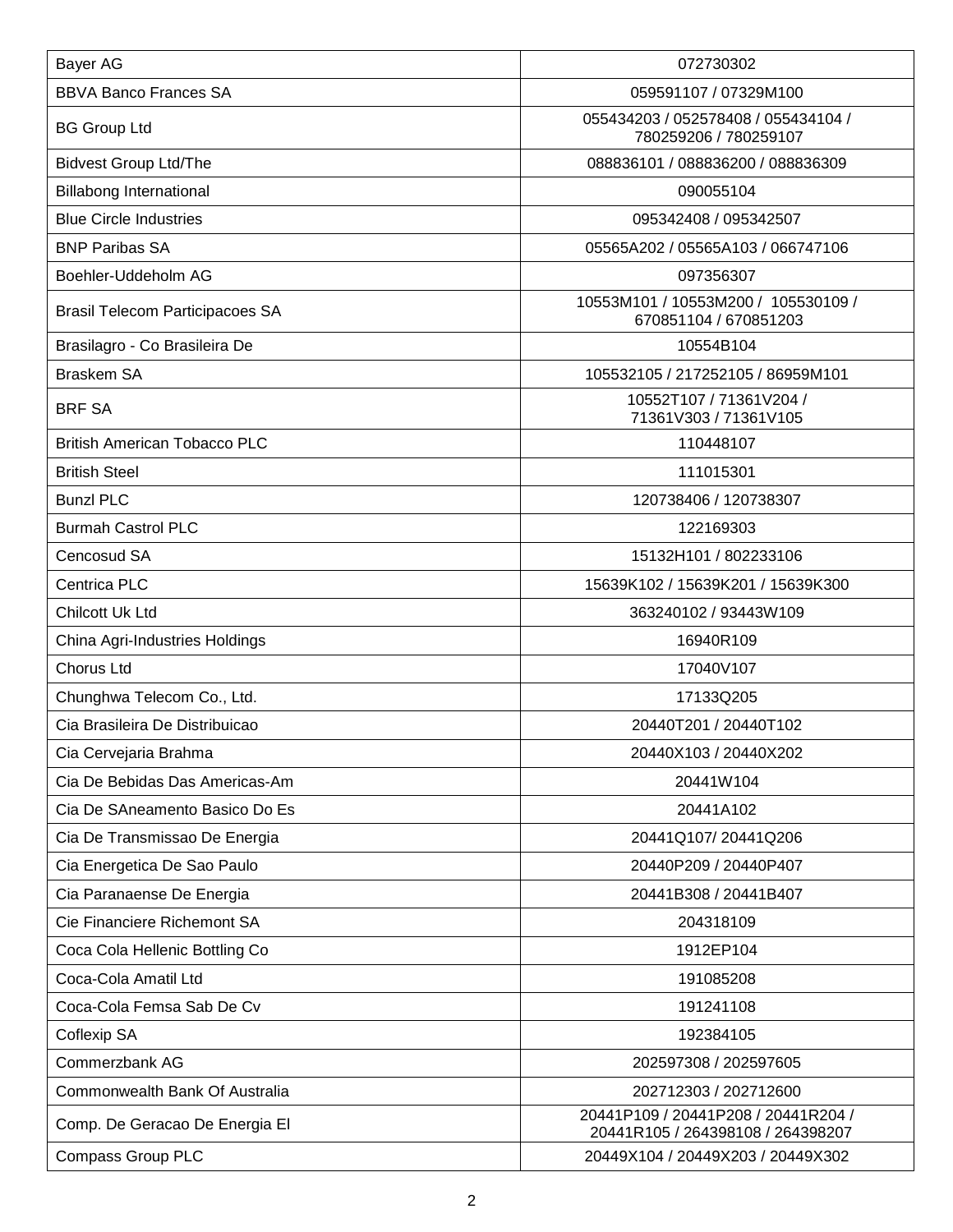| Bayer AG | 072730302 |
|---|---|
| BBVA Banco Frances SA | 059591107 / 07329M100 |
| BG Group Ltd | 055434203 / 052578408 / 055434104 / 780259206 / 780259107 |
| Bidvest Group Ltd/The | 088836101 / 088836200 / 088836309 |
| Billabong International | 090055104 |
| Blue Circle Industries | 095342408 / 095342507 |
| BNP Paribas SA | 05565A202 / 05565A103 / 066747106 |
| Boehler-Uddeholm AG | 097356307 |
| Brasil Telecom Participacoes SA | 10553M101 / 10553M200 / 105530109 / 670851104 / 670851203 |
| Brasilagro - Co Brasileira De | 10554B104 |
| Braskem SA | 105532105 / 217252105 / 86959M101 |
| BRF SA | 10552T107 / 71361V204 / 71361V303 / 71361V105 |
| British American Tobacco PLC | 110448107 |
| British Steel | 111015301 |
| Bunzl PLC | 120738406 / 120738307 |
| Burmah Castrol PLC | 122169303 |
| Cencosud SA | 15132H101 / 802233106 |
| Centrica PLC | 15639K102 / 15639K201 / 15639K300 |
| Chilcott Uk Ltd | 363240102 / 93443W109 |
| China Agri-Industries Holdings | 16940R109 |
| Chorus Ltd | 17040V107 |
| Chunghwa Telecom Co., Ltd. | 17133Q205 |
| Cia Brasileira De Distribuicao | 20440T201 / 20440T102 |
| Cia Cervejaria Brahma | 20440X103 / 20440X202 |
| Cia De Bebidas Das Americas-Am | 20441W104 |
| Cia De SAneamento Basico Do Es | 20441A102 |
| Cia De Transmissao De Energia | 20441Q107/ 20441Q206 |
| Cia Energetica De Sao Paulo | 20440P209 / 20440P407 |
| Cia Paranaense De Energia | 20441B308 / 20441B407 |
| Cie Financiere Richemont SA | 204318109 |
| Coca Cola Hellenic Bottling Co | 1912EP104 |
| Coca-Cola Amatil Ltd | 191085208 |
| Coca-Cola Femsa Sab De Cv | 191241108 |
| Coflexip SA | 192384105 |
| Commerzbank AG | 202597308 / 202597605 |
| Commonwealth Bank Of Australia | 202712303 / 202712600 |
| Comp. De Geracao De Energia El | 20441P109 / 20441P208 / 20441R204 / 20441R105 / 264398108 / 264398207 |
| Compass Group PLC | 20449X104 / 20449X203 / 20449X302 |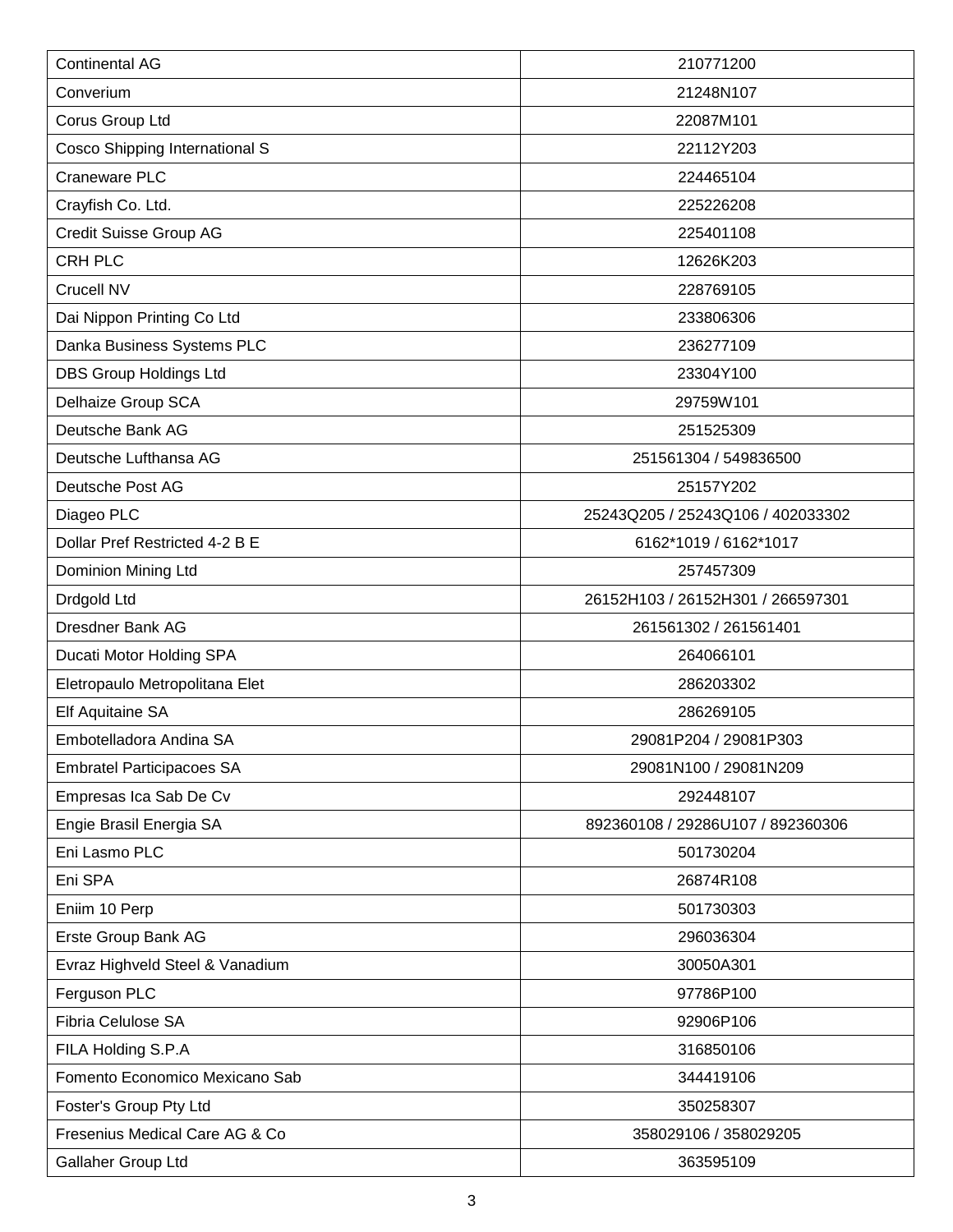| | |
|---|---|
| Continental AG | 210771200 |
| Converium | 21248N107 |
| Corus Group Ltd | 22087M101 |
| Cosco Shipping International S | 22112Y203 |
| Craneware PLC | 224465104 |
| Crayfish Co. Ltd. | 225226208 |
| Credit Suisse Group AG | 225401108 |
| CRH PLC | 12626K203 |
| Crucell NV | 228769105 |
| Dai Nippon Printing Co Ltd | 233806306 |
| Danka Business Systems PLC | 236277109 |
| DBS Group Holdings Ltd | 23304Y100 |
| Delhaize Group SCA | 29759W101 |
| Deutsche Bank AG | 251525309 |
| Deutsche Lufthansa AG | 251561304 / 549836500 |
| Deutsche Post AG | 25157Y202 |
| Diageo PLC | 25243Q205 / 25243Q106 / 402033302 |
| Dollar Pref Restricted 4-2 B E | 6162*1019 / 6162*1017 |
| Dominion Mining Ltd | 257457309 |
| Drdgold Ltd | 26152H103 / 26152H301 / 266597301 |
| Dresdner Bank AG | 261561302 / 261561401 |
| Ducati Motor Holding SPA | 264066101 |
| Eletropaulo Metropolitana Elet | 286203302 |
| Elf Aquitaine SA | 286269105 |
| Embotelladora Andina SA | 29081P204 / 29081P303 |
| Embratel Participacoes SA | 29081N100 / 29081N209 |
| Empresas Ica Sab De Cv | 292448107 |
| Engie Brasil Energia SA | 892360108 / 29286U107 / 892360306 |
| Eni Lasmo PLC | 501730204 |
| Eni SPA | 26874R108 |
| Eniim 10 Perp | 501730303 |
| Erste Group Bank AG | 296036304 |
| Evraz Highveld Steel & Vanadium | 30050A301 |
| Ferguson PLC | 97786P100 |
| Fibria Celulose SA | 92906P106 |
| FILA Holding S.P.A | 316850106 |
| Fomento Economico Mexicano Sab | 344419106 |
| Foster's Group Pty Ltd | 350258307 |
| Fresenius Medical Care AG & Co | 358029106 / 358029205 |
| Gallaher Group Ltd | 363595109 |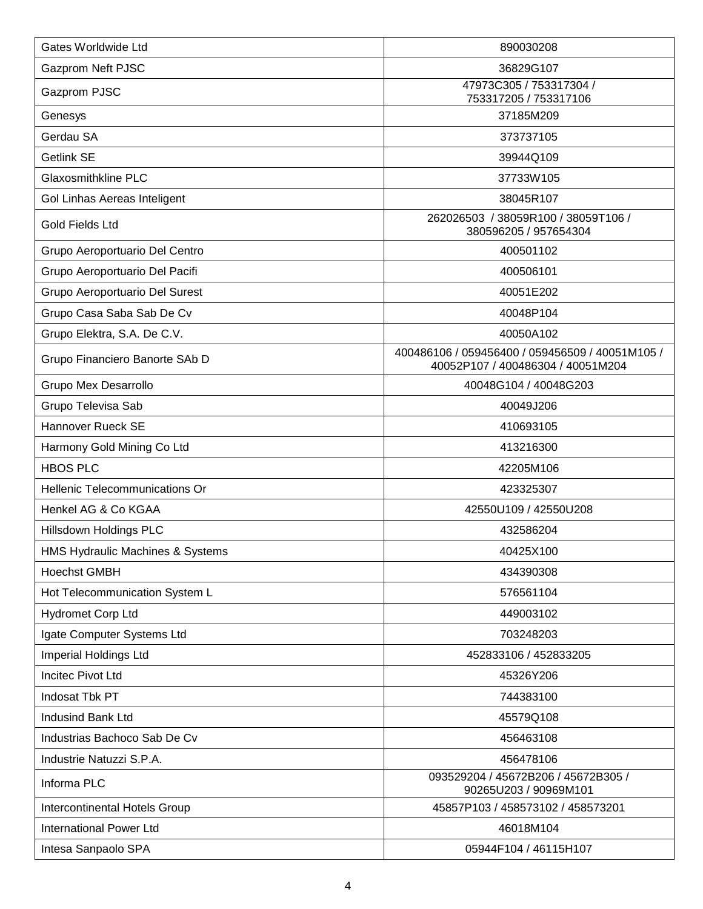| Gates Worldwide Ltd | 890030208 |
|---|---|
| Gazprom Neft PJSC | 36829G107 |
| Gazprom PJSC | 47973C305 / 753317304 / 753317205 / 753317106 |
| Genesys | 37185M209 |
| Gerdau SA | 373737105 |
| Getlink SE | 39944Q109 |
| Glaxosmithkline PLC | 37733W105 |
| Gol Linhas Aereas Inteligent | 38045R107 |
| Gold Fields Ltd | 262026503 / 38059R100 / 38059T106 / 380596205 / 957654304 |
| Grupo Aeroportuario Del Centro | 400501102 |
| Grupo Aeroportuario Del Pacifi | 400506101 |
| Grupo Aeroportuario Del Surest | 40051E202 |
| Grupo Casa Saba Sab De Cv | 40048P104 |
| Grupo Elektra, S.A. De C.V. | 40050A102 |
| Grupo Financiero Banorte SAb D | 400486106 / 059456400 / 059456509 / 40051M105 / 40052P107 / 400486304 / 40051M204 |
| Grupo Mex Desarrollo | 40048G104 / 40048G203 |
| Grupo Televisa Sab | 40049J206 |
| Hannover Rueck SE | 410693105 |
| Harmony Gold Mining Co Ltd | 413216300 |
| HBOS PLC | 42205M106 |
| Hellenic Telecommunications Or | 423325307 |
| Henkel AG & Co KGAA | 42550U109 / 42550U208 |
| Hillsdown Holdings PLC | 432586204 |
| HMS Hydraulic Machines & Systems | 40425X100 |
| Hoechst GMBH | 434390308 |
| Hot Telecommunication System L | 576561104 |
| Hydromet Corp Ltd | 449003102 |
| Igate Computer Systems Ltd | 703248203 |
| Imperial Holdings Ltd | 452833106 / 452833205 |
| Incitec Pivot Ltd | 45326Y206 |
| Indosat Tbk PT | 744383100 |
| Indusind Bank Ltd | 45579Q108 |
| Industrias Bachoco Sab De Cv | 456463108 |
| Industrie Natuzzi S.P.A. | 456478106 |
| Informa PLC | 093529204 / 45672B206 / 45672B305 / 90265U203 / 90969M101 |
| Intercontinental Hotels Group | 45857P103 / 458573102 / 458573201 |
| International Power Ltd | 46018M104 |
| Intesa Sanpaolo SPA | 05944F104 / 46115H107 |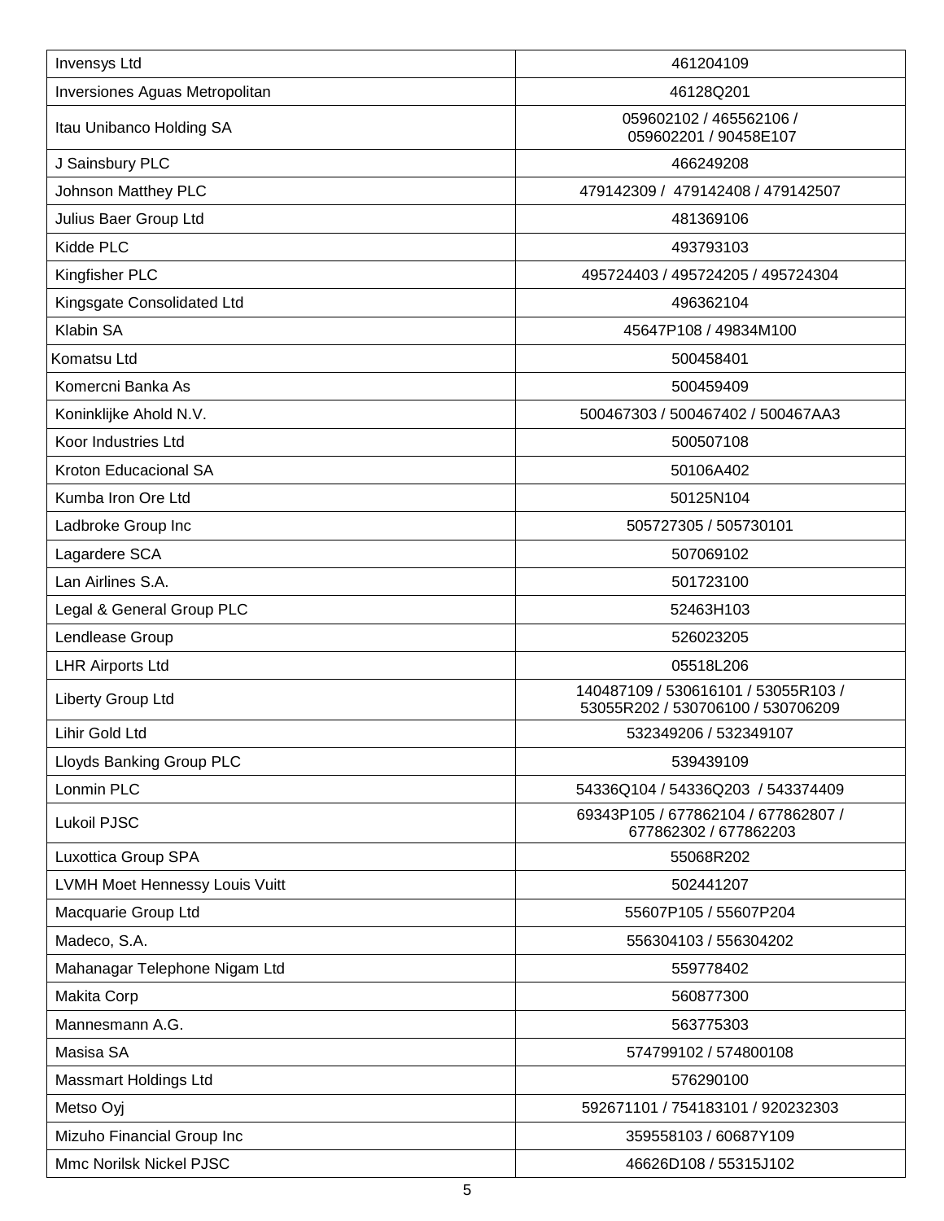| | |
|---|---|
| Invensys Ltd | 461204109 |
| Inversiones Aguas Metropolitan | 46128Q201 |
| Itau Unibanco Holding SA | 059602102 / 465562106 / 059602201 / 90458E107 |
| J Sainsbury PLC | 466249208 |
| Johnson Matthey PLC | 479142309 / 479142408 / 479142507 |
| Julius Baer Group Ltd | 481369106 |
| Kidde PLC | 493793103 |
| Kingfisher PLC | 495724403 / 495724205 / 495724304 |
| Kingsgate Consolidated Ltd | 496362104 |
| Klabin SA | 45647P108 / 49834M100 |
| Komatsu Ltd | 500458401 |
| Komercni Banka As | 500459409 |
| Koninklijke Ahold N.V. | 500467303 / 500467402 / 500467AA3 |
| Koor Industries Ltd | 500507108 |
| Kroton Educacional SA | 50106A402 |
| Kumba Iron Ore Ltd | 50125N104 |
| Ladbroke Group Inc | 505727305 / 505730101 |
| Lagardere SCA | 507069102 |
| Lan Airlines S.A. | 501723100 |
| Legal & General Group PLC | 52463H103 |
| Lendlease Group | 526023205 |
| LHR Airports Ltd | 05518L206 |
| Liberty Group Ltd | 140487109 / 530616101 / 53055R103 / 53055R202 / 530706100 / 530706209 |
| Lihir Gold Ltd | 532349206 / 532349107 |
| Lloyds Banking Group PLC | 539439109 |
| Lonmin PLC | 54336Q104 / 54336Q203 / 543374409 |
| Lukoil PJSC | 69343P105 / 677862104 / 677862807 / 677862302 / 677862203 |
| Luxottica Group SPA | 55068R202 |
| LVMH Moet Hennessy Louis Vuitt | 502441207 |
| Macquarie Group Ltd | 55607P105 / 55607P204 |
| Madeco, S.A. | 556304103 / 556304202 |
| Mahanagar Telephone Nigam Ltd | 559778402 |
| Makita Corp | 560877300 |
| Mannesmann A.G. | 563775303 |
| Masisa SA | 574799102 / 574800108 |
| Massmart Holdings Ltd | 576290100 |
| Metso Oyj | 592671101 / 754183101 / 920232303 |
| Mizuho Financial Group Inc | 359558103 / 60687Y109 |
| Mmc Norilsk Nickel PJSC | 46626D108 / 55315J102 |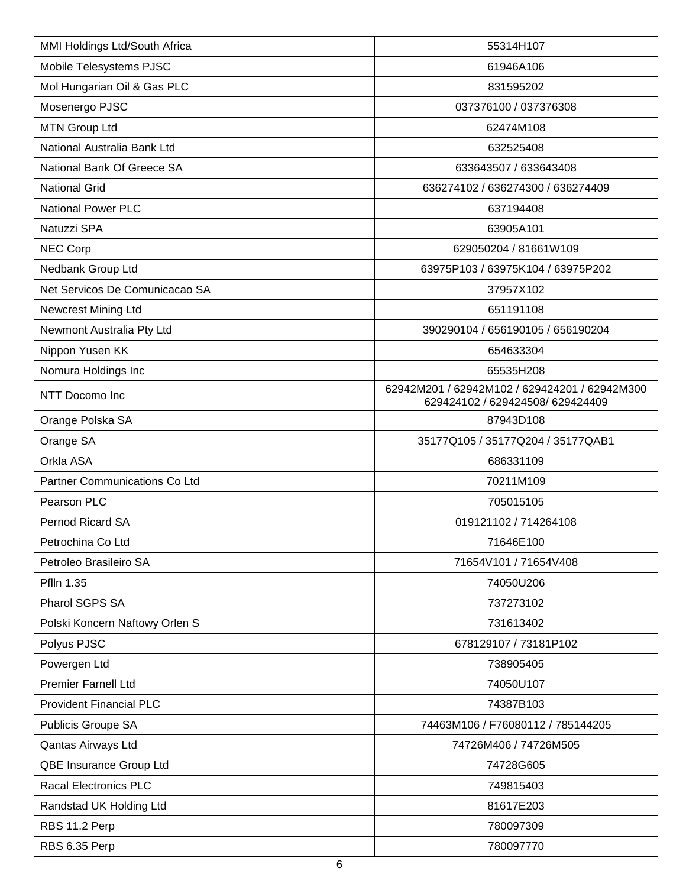| | |
|---|---|
| MMI Holdings Ltd/South Africa | 55314H107 |
| Mobile Telesystems PJSC | 61946A106 |
| Mol Hungarian Oil & Gas PLC | 831595202 |
| Mosenergo PJSC | 037376100 / 037376308 |
| MTN Group Ltd | 62474M108 |
| National Australia Bank Ltd | 632525408 |
| National Bank Of Greece SA | 633643507 / 633643408 |
| National Grid | 636274102 / 636274300 / 636274409 |
| National Power PLC | 637194408 |
| Natuzzi SPA | 63905A101 |
| NEC Corp | 629050204 / 81661W109 |
| Nedbank Group Ltd | 63975P103 / 63975K104 / 63975P202 |
| Net Servicos De Comunicacao SA | 37957X102 |
| Newcrest Mining Ltd | 651191108 |
| Newmont Australia Pty Ltd | 390290104 / 656190105 / 656190204 |
| Nippon Yusen KK | 654633304 |
| Nomura Holdings Inc | 65535H208 |
| NTT Docomo Inc | 62942M201 / 62942M102 / 629424201 / 62942M300 629424102 / 629424508/ 629424409 |
| Orange Polska SA | 87943D108 |
| Orange SA | 35177Q105 / 35177Q204 / 35177QAB1 |
| Orkla ASA | 686331109 |
| Partner Communications Co Ltd | 70211M109 |
| Pearson PLC | 705015105 |
| Pernod Ricard SA | 019121102 / 714264108 |
| Petrochina Co Ltd | 71646E100 |
| Petroleo Brasileiro SA | 71654V101 / 71654V408 |
| Pflln 1.35 | 74050U206 |
| Pharol SGPS SA | 737273102 |
| Polski Koncern Naftowy Orlen S | 731613402 |
| Polyus PJSC | 678129107 / 73181P102 |
| Powergen Ltd | 738905405 |
| Premier Farnell Ltd | 74050U107 |
| Provident Financial PLC | 74387B103 |
| Publicis Groupe SA | 74463M106 / F76080112 / 785144205 |
| Qantas Airways Ltd | 74726M406 / 74726M505 |
| QBE Insurance Group Ltd | 74728G605 |
| Racal Electronics PLC | 749815403 |
| Randstad UK Holding Ltd | 81617E203 |
| RBS 11.2 Perp | 780097309 |
| RBS 6.35 Perp | 780097770 |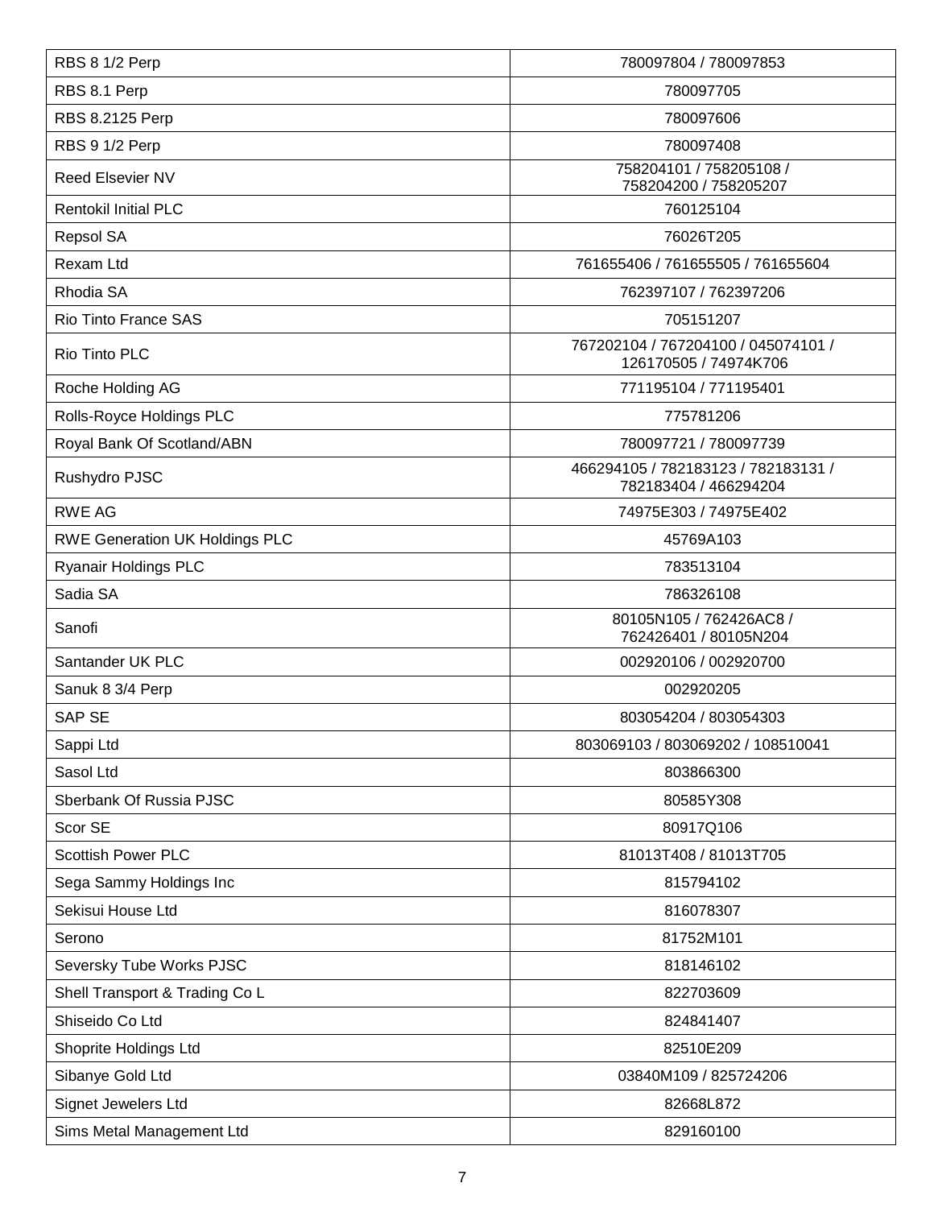| RBS 8 1/2 Perp | 780097804 / 780097853 |
|---|---|
| RBS 8.1 Perp | 780097705 |
| RBS 8.2125 Perp | 780097606 |
| RBS 9 1/2 Perp | 780097408 |
| Reed Elsevier NV | 758204101 / 758205108 / 758204200 / 758205207 |
| Rentokil Initial PLC | 760125104 |
| Repsol SA | 76026T205 |
| Rexam Ltd | 761655406 / 761655505 / 761655604 |
| Rhodia SA | 762397107 / 762397206 |
| Rio Tinto France SAS | 705151207 |
| Rio Tinto PLC | 767202104 / 767204100 / 045074101 / 126170505 / 74974K706 |
| Roche Holding AG | 771195104 / 771195401 |
| Rolls-Royce Holdings PLC | 775781206 |
| Royal Bank Of Scotland/ABN | 780097721 / 780097739 |
| Rushydro PJSC | 466294105 / 782183123 / 782183131 / 782183404 / 466294204 |
| RWE AG | 74975E303 / 74975E402 |
| RWE Generation UK Holdings PLC | 45769A103 |
| Ryanair Holdings PLC | 783513104 |
| Sadia SA | 786326108 |
| Sanofi | 80105N105 / 762426AC8 / 762426401 / 80105N204 |
| Santander UK PLC | 002920106 / 002920700 |
| Sanuk 8 3/4 Perp | 002920205 |
| SAP SE | 803054204 / 803054303 |
| Sappi Ltd | 803069103 / 803069202 / 108510041 |
| Sasol Ltd | 803866300 |
| Sberbank Of Russia PJSC | 80585Y308 |
| Scor SE | 80917Q106 |
| Scottish Power PLC | 81013T408 / 81013T705 |
| Sega Sammy Holdings Inc | 815794102 |
| Sekisui House Ltd | 816078307 |
| Serono | 81752M101 |
| Seversky Tube Works PJSC | 818146102 |
| Shell Transport & Trading Co L | 822703609 |
| Shiseido Co Ltd | 824841407 |
| Shoprite Holdings Ltd | 82510E209 |
| Sibanye Gold Ltd | 03840M109 / 825724206 |
| Signet Jewelers Ltd | 82668L872 |
| Sims Metal Management Ltd | 829160100 |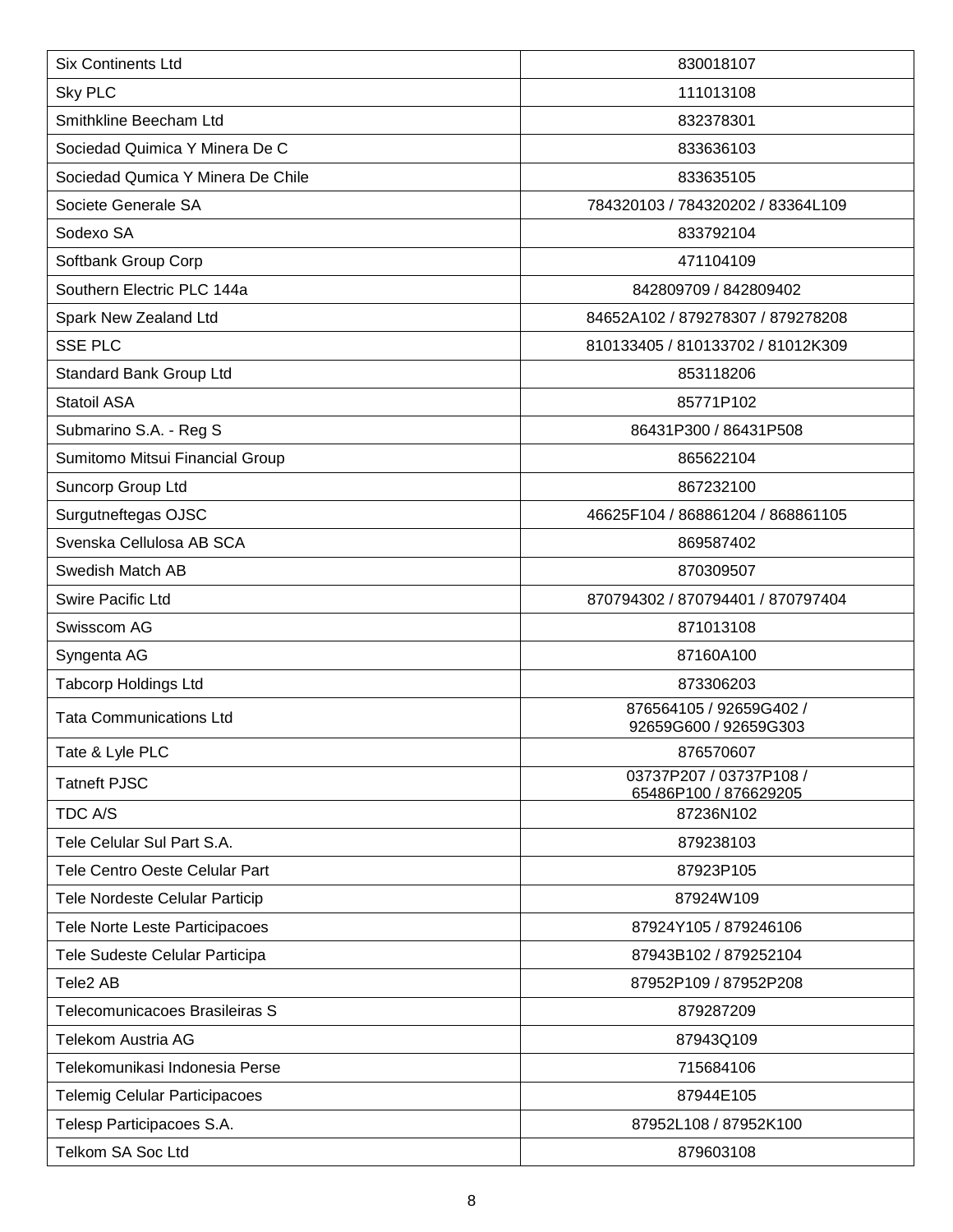| Six Continents Ltd | 830018107 |
|---|---|
| Sky PLC | 111013108 |
| Smithkline Beecham Ltd | 832378301 |
| Sociedad Quimica Y Minera De C | 833636103 |
| Sociedad Qumica Y Minera De Chile | 833635105 |
| Societe Generale SA | 784320103 / 784320202 / 83364L109 |
| Sodexo SA | 833792104 |
| Softbank Group Corp | 471104109 |
| Southern Electric PLC 144a | 842809709 / 842809402 |
| Spark New Zealand Ltd | 84652A102 / 879278307 / 879278208 |
| SSE PLC | 810133405 / 810133702 / 81012K309 |
| Standard Bank Group Ltd | 853118206 |
| Statoil ASA | 85771P102 |
| Submarino S.A. - Reg S | 86431P300 / 86431P508 |
| Sumitomo Mitsui Financial Group | 865622104 |
| Suncorp Group Ltd | 867232100 |
| Surgutneftegas OJSC | 46625F104 / 868861204 / 868861105 |
| Svenska Cellulosa AB SCA | 869587402 |
| Swedish Match AB | 870309507 |
| Swire Pacific Ltd | 870794302 / 870794401 / 870797404 |
| Swisscom AG | 871013108 |
| Syngenta AG | 87160A100 |
| Tabcorp Holdings Ltd | 873306203 |
| Tata Communications Ltd | 876564105 / 92659G402 / 92659G600 / 92659G303 |
| Tate & Lyle PLC | 876570607 |
| Tatneft PJSC | 03737P207 / 03737P108 / 65486P100 / 876629205 |
| TDC A/S | 87236N102 |
| Tele Celular Sul Part S.A. | 879238103 |
| Tele Centro Oeste Celular Part | 87923P105 |
| Tele Nordeste Celular Particip | 87924W109 |
| Tele Norte Leste Participacoes | 87924Y105 / 879246106 |
| Tele Sudeste Celular Participa | 87943B102 / 879252104 |
| Tele2 AB | 87952P109 / 87952P208 |
| Telecomunicacoes Brasileiras S | 879287209 |
| Telekom Austria AG | 87943Q109 |
| Telekomunikasi Indonesia Perse | 715684106 |
| Telemig Celular Participacoes | 87944E105 |
| Telesp Participacoes S.A. | 87952L108 / 87952K100 |
| Telkom SA Soc Ltd | 879603108 |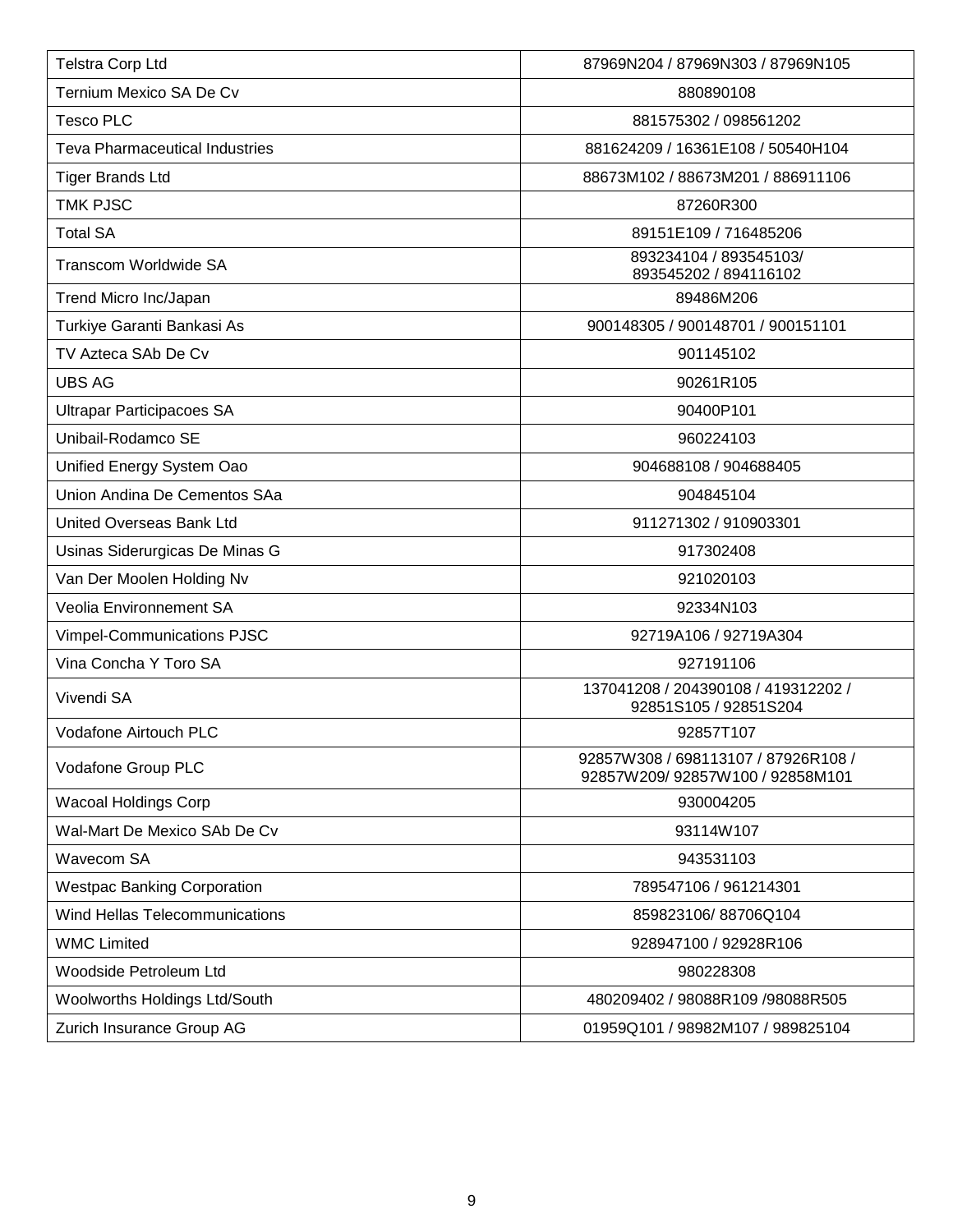| | |
|---|---|
| Telstra Corp Ltd | 87969N204 / 87969N303 / 87969N105 |
| Ternium Mexico SA De Cv | 880890108 |
| Tesco PLC | 881575302 / 098561202 |
| Teva Pharmaceutical Industries | 881624209 / 16361E108 / 50540H104 |
| Tiger Brands Ltd | 88673M102 / 88673M201 / 886911106 |
| TMK PJSC | 87260R300 |
| Total SA | 89151E109 / 716485206 |
| Transcom Worldwide SA | 893234104 / 893545103/ 893545202 / 894116102 |
| Trend Micro Inc/Japan | 89486M206 |
| Turkiye Garanti Bankasi As | 900148305 / 900148701 / 900151101 |
| TV Azteca SAb De Cv | 901145102 |
| UBS AG | 90261R105 |
| Ultrapar Participacoes SA | 90400P101 |
| Unibail-Rodamco SE | 960224103 |
| Unified Energy System Oao | 904688108 / 904688405 |
| Union Andina De Cementos SAa | 904845104 |
| United Overseas Bank Ltd | 911271302 / 910903301 |
| Usinas Siderurgicas De Minas G | 917302408 |
| Van Der Moolen Holding Nv | 921020103 |
| Veolia Environnement SA | 92334N103 |
| Vimpel-Communications PJSC | 92719A106 / 92719A304 |
| Vina Concha Y Toro SA | 927191106 |
| Vivendi SA | 137041208 / 204390108 / 419312202 / 92851S105 / 92851S204 |
| Vodafone Airtouch PLC | 92857T107 |
| Vodafone Group PLC | 92857W308 / 698113107 / 87926R108 / 92857W209/ 92857W100 / 92858M101 |
| Wacoal Holdings Corp | 930004205 |
| Wal-Mart De Mexico SAb De Cv | 93114W107 |
| Wavecom SA | 943531103 |
| Westpac Banking Corporation | 789547106 / 961214301 |
| Wind Hellas Telecommunications | 859823106/ 88706Q104 |
| WMC Limited | 928947100 / 92928R106 |
| Woodside Petroleum Ltd | 980228308 |
| Woolworths Holdings Ltd/South | 480209402 / 98088R109 /98088R505 |
| Zurich Insurance Group AG | 01959Q101 / 98982M107 / 989825104 |